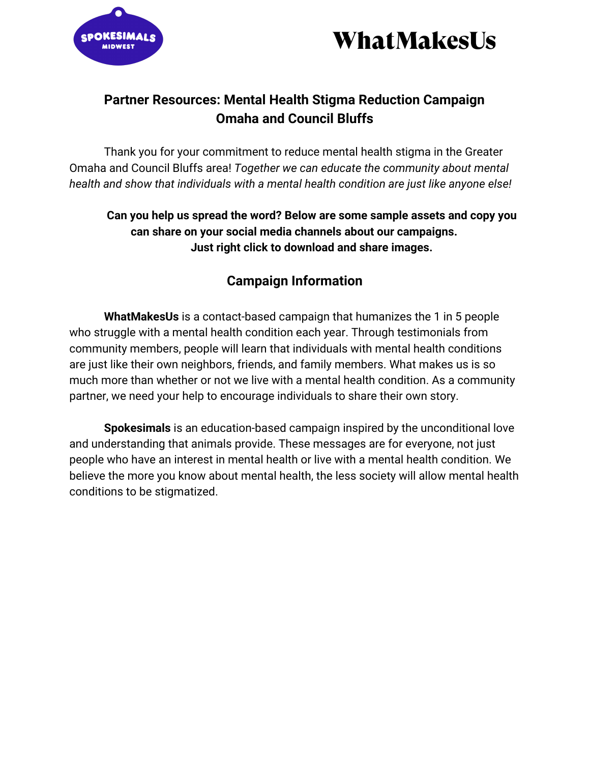SPOKESIMALS MIDWEST

WhatMakesUs

## Partner Resources: Mental Health Stigma Reduction Campaign
## Omaha and Council Bluffs

Thank you for your commitment to reduce mental health stigma in the Greater Omaha and Council Bluffs area! *Together we can educate the community about mental health and show that individuals with a mental health condition are just like anyone else!*

**Can you help us spread the word? Below are some sample assets and copy you can share on your social media channels about our campaigns. Just right click to download and share images.**

## Campaign Information

**WhatMakesUs** is a contact-based campaign that humanizes the 1 in 5 people who struggle with a mental health condition each year. Through testimonials from community members, people will learn that individuals with mental health conditions are just like their own neighbors, friends, and family members. What makes us is so much more than whether or not we live with a mental health condition. As a community partner, we need your help to encourage individuals to share their own story.

**Spokesimals** is an education-based campaign inspired by the unconditional love and understanding that animals provide. These messages are for everyone, not just people who have an interest in mental health or live with a mental health condition. We believe the more you know about mental health, the less society will allow mental health conditions to be stigmatized.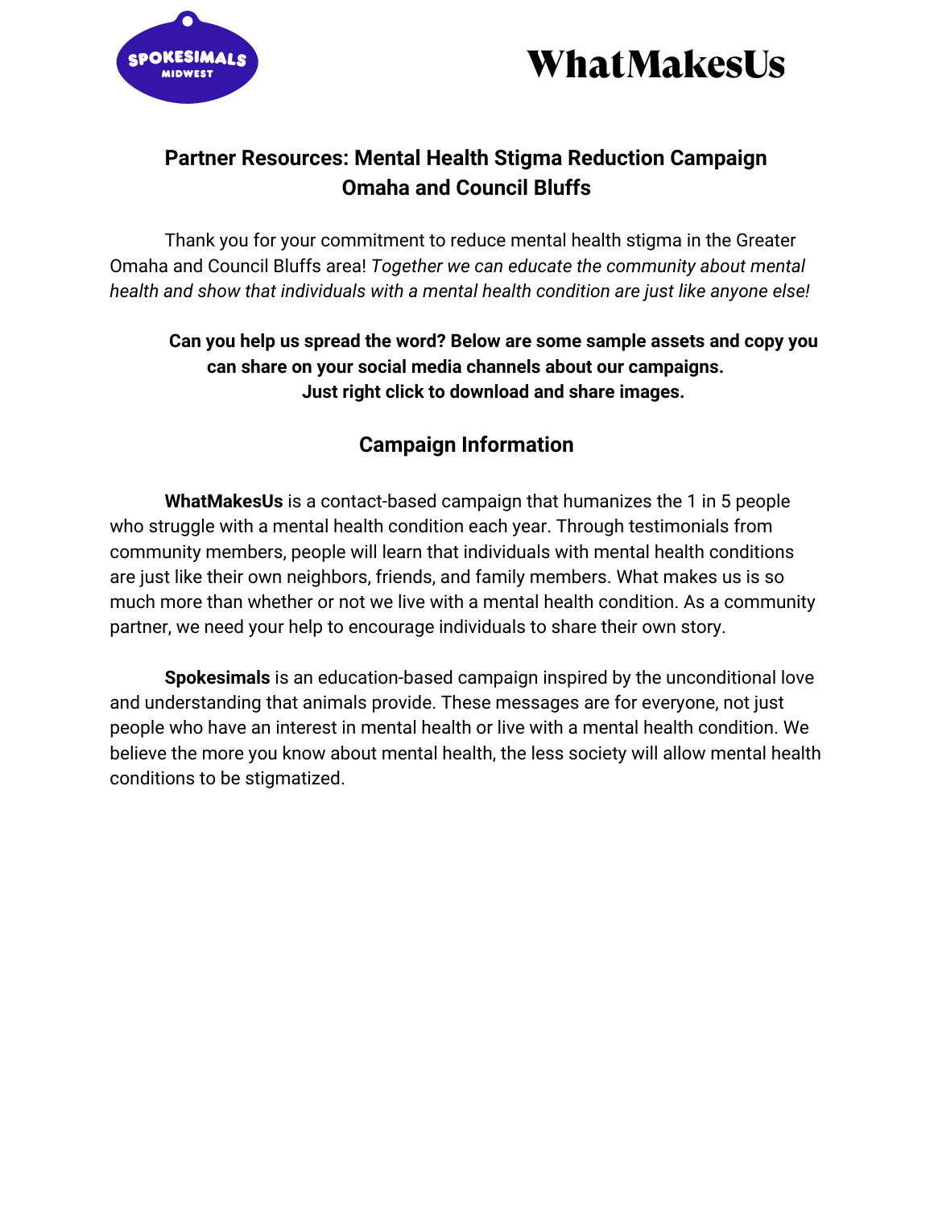**SPOKESIMALS MIDWEST**

# WhatMakesUs

## Partner Resources: Mental Health Stigma Reduction Campaign Omaha and Council Bluffs

Thank you for your commitment to reduce mental health stigma in the Greater Omaha and Council Bluffs area! *Together we can educate the community about mental health and show that individuals with a mental health condition are just like anyone else!*

**Can you help us spread the word? Below are some sample assets and copy you can share on your social media channels about our campaigns. Just right click to download and share images.**

## Campaign Information

**WhatMakesUs** is a contact-based campaign that humanizes the 1 in 5 people who struggle with a mental health condition each year. Through testimonials from community members, people will learn that individuals with mental health conditions are just like their own neighbors, friends, and family members. What makes us is so much more than whether or not we live with a mental health condition. As a community partner, we need your help to encourage individuals to share their own story.

**Spokesimals** is an education-based campaign inspired by the unconditional love and understanding that animals provide. These messages are for everyone, not just people who have an interest in mental health or live with a mental health condition. We believe the more you know about mental health, the less society will allow mental health conditions to be stigmatized.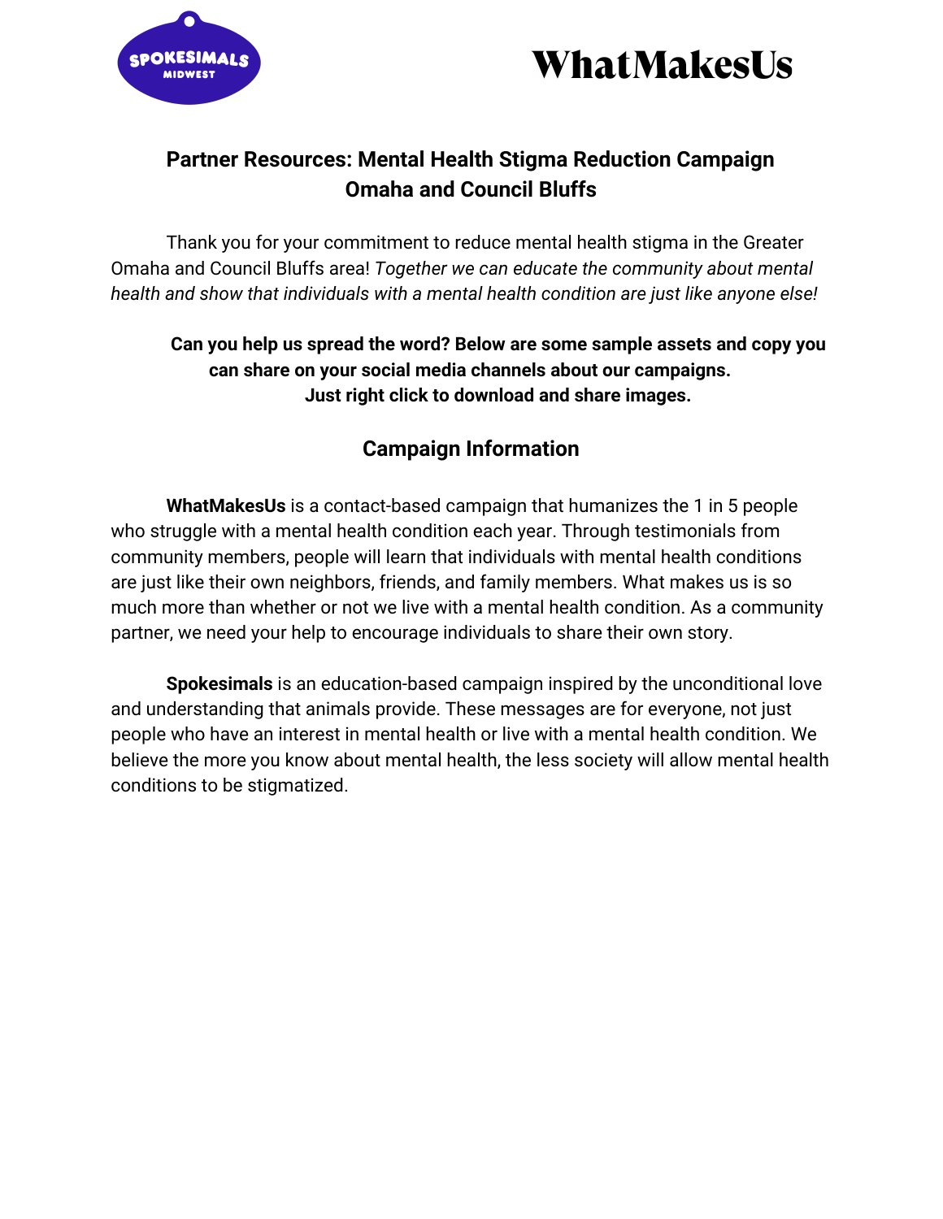SPOKESIMALS MIDWEST

# WhatMakesUs

## Partner Resources: Mental Health Stigma Reduction Campaign
## Omaha and Council Bluffs

Thank you for your commitment to reduce mental health stigma in the Greater Omaha and Council Bluffs area! *Together we can educate the community about mental health and show that individuals with a mental health condition are just like anyone else!*

**Can you help us spread the word? Below are some sample assets and copy you can share on your social media channels about our campaigns. Just right click to download and share images.**

## Campaign Information

**WhatMakesUs** is a contact-based campaign that humanizes the 1 in 5 people who struggle with a mental health condition each year. Through testimonials from community members, people will learn that individuals with mental health conditions are just like their own neighbors, friends, and family members. What makes us is so much more than whether or not we live with a mental health condition. As a community partner, we need your help to encourage individuals to share their own story.

**Spokesimals** is an education-based campaign inspired by the unconditional love and understanding that animals provide. These messages are for everyone, not just people who have an interest in mental health or live with a mental health condition. We believe the more you know about mental health, the less society will allow mental health conditions to be stigmatized.